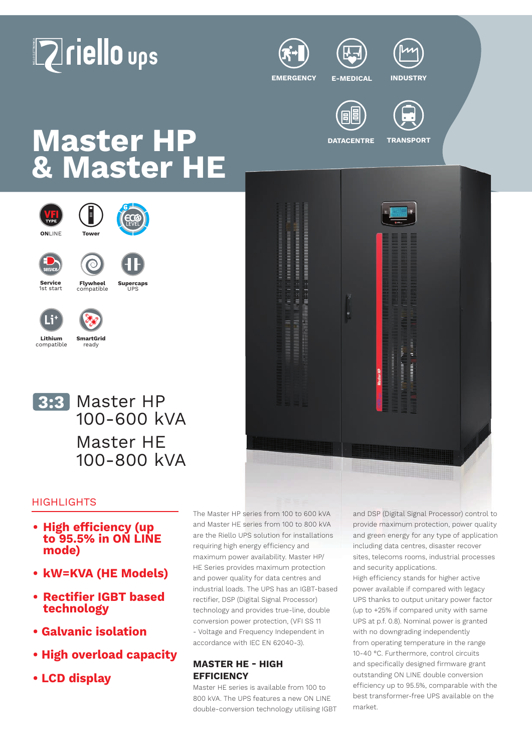riello ups

EMERGENCY · E-MEDICAL · INDUSTRY · DATACENTRE · TRANSPORT

# Master HP & Master HE

ONLINE · Tower · Service 1st start · Flywheel compatible · Supercaps UPS · Lithium compatible · SmartGrid ready

**3:3** Master HP 100-600 kVA

Master HE 100-800 kVA

## HIGHLIGHTS

- **High efficiency (up to 95.5% in ON LINE mode)**
- **kW=KVA (HE Models)**
- **Rectifier IGBT based technology**
- **Galvanic isolation**
- **High overload capacity**
- **LCD display**

The Master HP series from 100 to 600 kVA and Master HE series from 100 to 800 kVA are the Riello UPS solution for installations requiring high energy efficiency and maximum power availability. Master HP/HE Series provides maximum protection and power quality for data centres and industrial loads. The UPS has an IGBT-based rectifier, DSP (Digital Signal Processor) technology and provides true-line, double conversion power protection, (VFI SS 11 - Voltage and Frequency Independent in accordance with IEC EN 62040-3).

### MASTER HE - HIGH EFFICIENCY

Master HE series is available from 100 to 800 kVA. The UPS features a new ON LINE double-conversion technology utilising IGBT and DSP (Digital Signal Processor) control to provide maximum protection, power quality and green energy for any type of application including data centres, disaster recover sites, telecoms rooms, industrial processes and security applications.

High efficiency stands for higher active power available if compared with legacy UPS thanks to output unitary power factor (up to +25% if compared unity with same UPS at p.f. 0.8). Nominal power is granted with no downgrading independently from operating temperature in the range 10-40 °C. Furthermore, control circuits and specifically designed firmware grant outstanding ON LINE double conversion efficiency up to 95.5%, comparable with the best transformer-free UPS available on the market.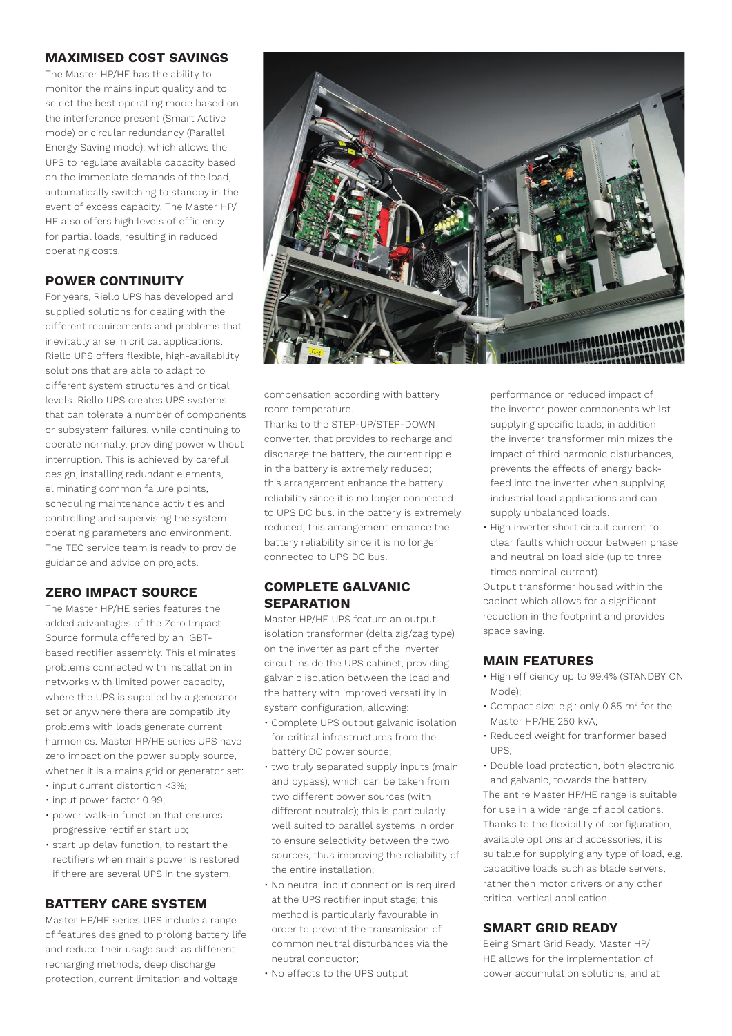## MAXIMISED COST SAVINGS

The Master HP/HE has the ability to monitor the mains input quality and to select the best operating mode based on the interference present (Smart Active mode) or circular redundancy (Parallel Energy Saving mode), which allows the UPS to regulate available capacity based on the immediate demands of the load, automatically switching to standby in the event of excess capacity. The Master HP/HE also offers high levels of efficiency for partial loads, resulting in reduced operating costs.

## POWER CONTINUITY

For years, Riello UPS has developed and supplied solutions for dealing with the different requirements and problems that inevitably arise in critical applications. Riello UPS offers flexible, high-availability solutions that are able to adapt to different system structures and critical levels. Riello UPS creates UPS systems that can tolerate a number of components or subsystem failures, while continuing to operate normally, providing power without interruption. This is achieved by careful design, installing redundant elements, eliminating common failure points, scheduling maintenance activities and controlling and supervising the system operating parameters and environment. The TEC service team is ready to provide guidance and advice on projects.

## ZERO IMPACT SOURCE

The Master HP/HE series features the added advantages of the Zero Impact Source formula offered by an IGBT-based rectifier assembly. This eliminates problems connected with installation in networks with limited power capacity, where the UPS is supplied by a generator set or anywhere there are compatibility problems with loads generate current harmonics. Master HP/HE series UPS have zero impact on the power supply source, whether it is a mains grid or generator set:

- input current distortion <3%;
- input power factor 0.99;
- power walk-in function that ensures progressive rectifier start up;
- start up delay function, to restart the rectifiers when mains power is restored if there are several UPS in the system.

## BATTERY CARE SYSTEM

Master HP/HE series UPS include a range of features designed to prolong battery life and reduce their usage such as different recharging methods, deep discharge protection, current limitation and voltage compensation according with battery room temperature.

Thanks to the STEP-UP/STEP-DOWN converter, that provides to recharge and discharge the battery, the current ripple in the battery is extremely reduced; this arrangement enhance the battery reliability since it is no longer connected to UPS DC bus. in the battery is extremely reduced; this arrangement enhance the battery reliability since it is no longer connected to UPS DC bus.

## COMPLETE GALVANIC SEPARATION

Master HP/HE UPS feature an output isolation transformer (delta zig/zag type) on the inverter as part of the inverter circuit inside the UPS cabinet, providing galvanic isolation between the load and the battery with improved versatility in system configuration, allowing:

- Complete UPS output galvanic isolation for critical infrastructures from the battery DC power source;
- two truly separated supply inputs (main and bypass), which can be taken from two different power sources (with different neutrals); this is particularly well suited to parallel systems in order to ensure selectivity between the two sources, thus improving the reliability of the entire installation;
- No neutral input connection is required at the UPS rectifier input stage; this method is particularly favourable in order to prevent the transmission of common neutral disturbances via the neutral conductor;
- No effects to the UPS output performance or reduced impact of the inverter power components whilst supplying specific loads; in addition the inverter transformer minimizes the impact of third harmonic disturbances, prevents the effects of energy back-feed into the inverter when supplying industrial load applications and can supply unbalanced loads.
- High inverter short circuit current to clear faults which occur between phase and neutral on load side (up to three times nominal current).

Output transformer housed within the cabinet which allows for a significant reduction in the footprint and provides space saving.

## MAIN FEATURES

- High efficiency up to 99.4% (STANDBY ON Mode);
- Compact size: e.g.: only 0.85 m$^2$ for the Master HP/HE 250 kVA;
- Reduced weight for tranformer based UPS;
- Double load protection, both electronic and galvanic, towards the battery.

The entire Master HP/HE range is suitable for use in a wide range of applications. Thanks to the flexibility of configuration, available options and accessories, it is suitable for supplying any type of load, e.g. capacitive loads such as blade servers, rather then motor drivers or any other critical vertical application.

## SMART GRID READY

Being Smart Grid Ready, Master HP/HE allows for the implementation of power accumulation solutions, and at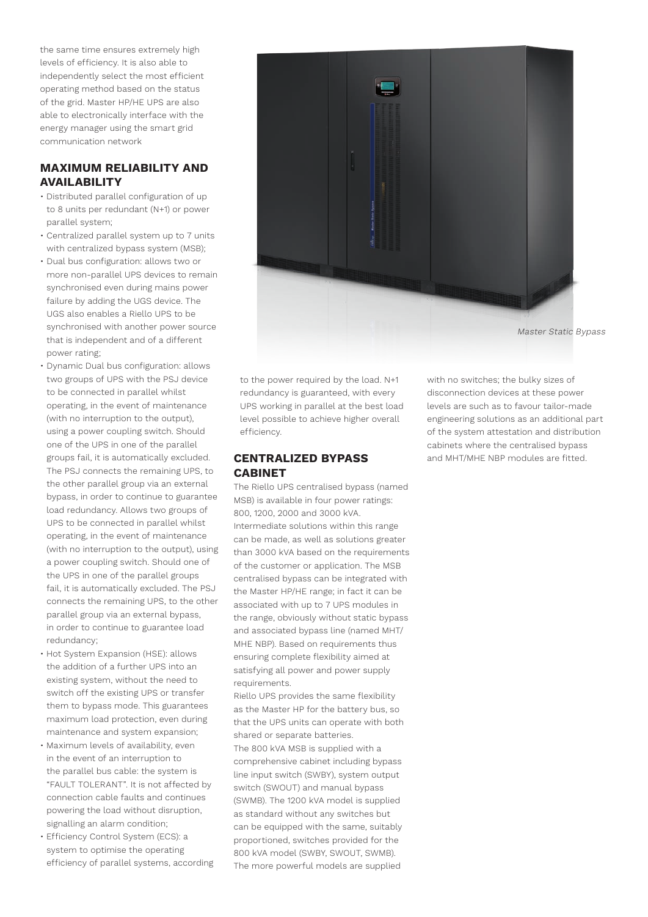the same time ensures extremely high levels of efficiency. It is also able to independently select the most efficient operating method based on the status of the grid. Master HP/HE UPS are also able to electronically interface with the energy manager using the smart grid communication network

## MAXIMUM RELIABILITY AND AVAILABILITY

- Distributed parallel configuration of up to 8 units per redundant (N+1) or power parallel system;
- Centralized parallel system up to 7 units with centralized bypass system (MSB);
- Dual bus configuration: allows two or more non-parallel UPS devices to remain synchronised even during mains power failure by adding the UGS device. The UGS also enables a Riello UPS to be synchronised with another power source that is independent and of a different power rating;
- Dynamic Dual bus configuration: allows two groups of UPS with the PSJ device to be connected in parallel whilst operating, in the event of maintenance (with no interruption to the output), using a power coupling switch. Should one of the UPS in one of the parallel groups fail, it is automatically excluded. The PSJ connects the remaining UPS, to the other parallel group via an external bypass, in order to continue to guarantee load redundancy. Allows two groups of UPS to be connected in parallel whilst operating, in the event of maintenance (with no interruption to the output), using a power coupling switch. Should one of the UPS in one of the parallel groups fail, it is automatically excluded. The PSJ connects the remaining UPS, to the other parallel group via an external bypass, in order to continue to guarantee load redundancy;
- Hot System Expansion (HSE): allows the addition of a further UPS into an existing system, without the need to switch off the existing UPS or transfer them to bypass mode. This guarantees maximum load protection, even during maintenance and system expansion;
- Maximum levels of availability, even in the event of an interruption to the parallel bus cable: the system is "FAULT TOLERANT". It is not affected by connection cable faults and continues powering the load without disruption, signalling an alarm condition;
- Efficiency Control System (ECS): a system to optimise the operating efficiency of parallel systems, according to the power required by the load. N+1 redundancy is guaranteed, with every UPS working in parallel at the best load level possible to achieve higher overall efficiency.

*Master Static Bypass*

## CENTRALIZED BYPASS CABINET

The Riello UPS centralised bypass (named MSB) is available in four power ratings: 800, 1200, 2000 and 3000 kVA. Intermediate solutions within this range can be made, as well as solutions greater than 3000 kVA based on the requirements of the customer or application. The MSB centralised bypass can be integrated with the Master HP/HE range; in fact it can be associated with up to 7 UPS modules in the range, obviously without static bypass and associated bypass line (named MHT/MHE NBP). Based on requirements thus ensuring complete flexibility aimed at satisfying all power and power supply requirements.

Riello UPS provides the same flexibility as the Master HP for the battery bus, so that the UPS units can operate with both shared or separate batteries.

The 800 kVA MSB is supplied with a comprehensive cabinet including bypass line input switch (SWBY), system output switch (SWOUT) and manual bypass (SWMB). The 1200 kVA model is supplied as standard without any switches but can be equipped with the same, suitably proportioned, switches provided for the 800 kVA model (SWBY, SWOUT, SWMB). The more powerful models are supplied with no switches; the bulky sizes of disconnection devices at these power levels are such as to favour tailor-made engineering solutions as an additional part of the system attestation and distribution cabinets where the centralised bypass and MHT/MHE NBP modules are fitted.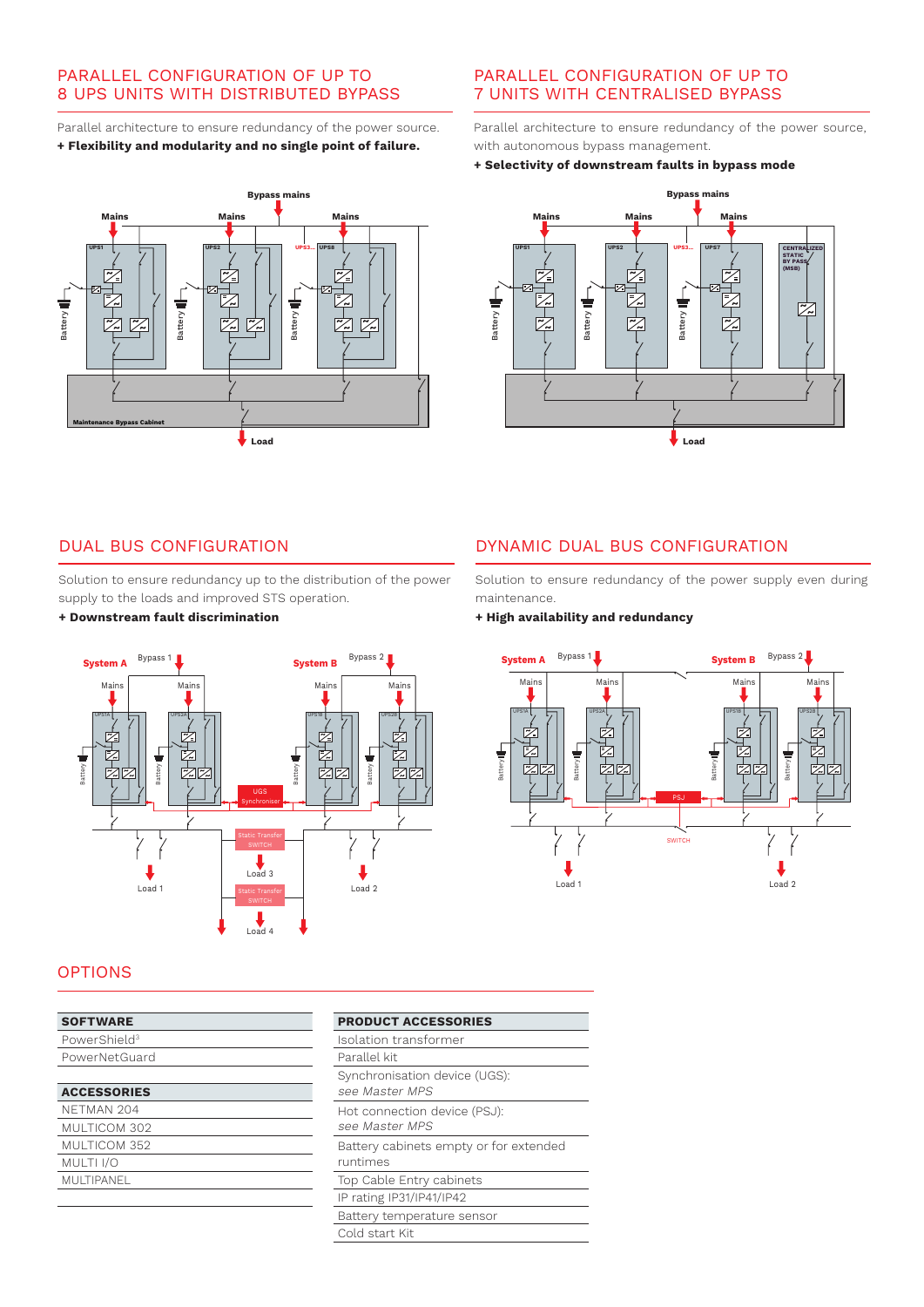## PARALLEL CONFIGURATION OF UP TO 8 UPS UNITS WITH DISTRIBUTED BYPASS

Parallel architecture to ensure redundancy of the power source.

**+ Flexibility and modularity and no single point of failure.**

## PARALLEL CONFIGURATION OF UP TO 7 UNITS WITH CENTRALISED BYPASS

Parallel architecture to ensure redundancy of the power source, with autonomous bypass management.

**+ Selectivity of downstream faults in bypass mode**

## DUAL BUS CONFIGURATION

Solution to ensure redundancy up to the distribution of the power supply to the loads and improved STS operation.

**+ Downstream fault discrimination**

## DYNAMIC DUAL BUS CONFIGURATION

Solution to ensure redundancy of the power supply even during maintenance.

**+ High availability and redundancy**

## OPTIONS

| SOFTWARE |
|---|
| PowerShield[3] |
| PowerNetGuard |

| ACCESSORIES |
|---|
| NETMAN 204 |
| MULTICOM 302 |
| MULTICOM 352 |
| MULTI I/O |
| MULTIPANEL |

| PRODUCT ACCESSORIES |
|---|
| Isolation transformer |
| Parallel kit |
| Synchronisation device (UGS): *see Master MPS* |
| Hot connection device (PSJ): *see Master MPS* |
| Battery cabinets empty or for extended runtimes |
| Top Cable Entry cabinets |
| IP rating IP31/IP41/IP42 |
| Battery temperature sensor |
| Cold start Kit |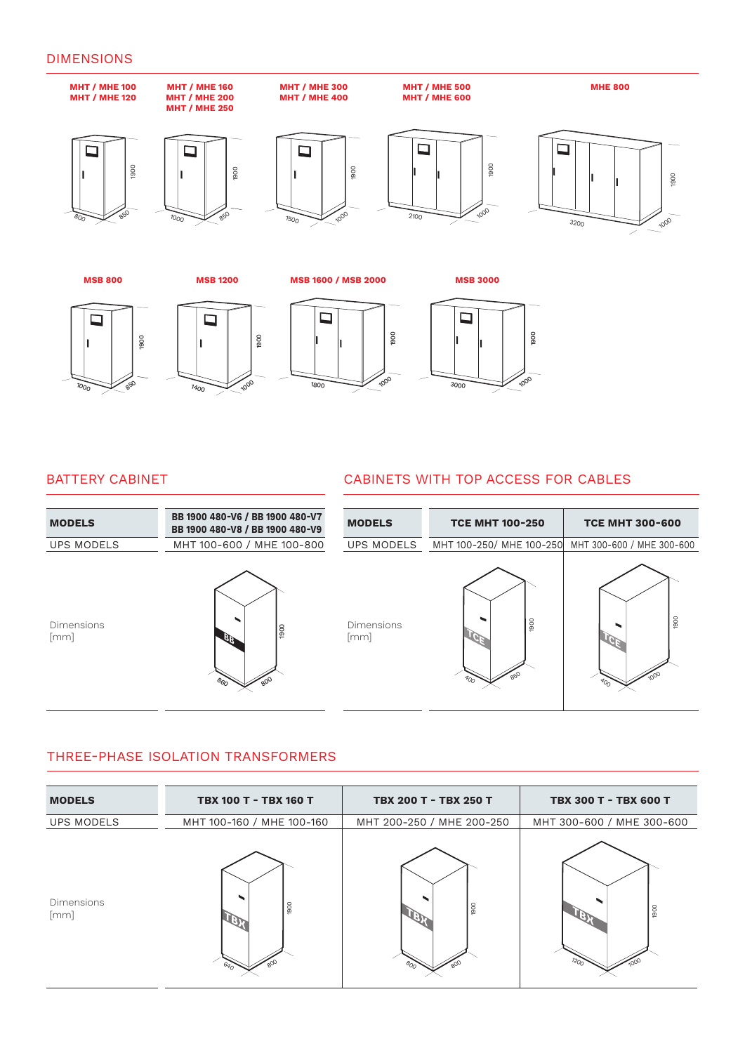## DIMENSIONS

| Models | Width | Depth | Height |
|---|---|---|---|
| MHT / MHE 100, MHT / MHE 120 | 800 | 850 | 1900 |
| MHT / MHE 160, MHT / MHE 200, MHT / MHE 250 | 1000 | 850 | 1900 |
| MHT / MHE 300, MHT / MHE 400 | 1500 | 1000 | 1900 |
| MHT / MHE 500, MHT / MHE 600 | 2100 | 1000 | 1900 |
| MHE 800 | 3200 | 1000 | 1900 |
| MSB 800 | 1000 | 850 | 1900 |
| MSB 1200 | 1400 | 1000 | 1900 |
| MSB 1600 / MSB 2000 | 1800 | 1000 | 1900 |
| MSB 3000 | 3000 | 1000 | 1900 |

## BATTERY CABINET

| MODELS | BB 1900 480-V6 / BB 1900 480-V7 BB 1900 480-V8 / BB 1900 480-V9 |
|---|---|
| UPS MODELS | MHT 100-600 / MHE 100-800 |
| Dimensions [mm] | 860 x 800 x 1900 |

## CABINETS WITH TOP ACCESS FOR CABLES

| MODELS | TCE MHT 100-250 | TCE MHT 300-600 |
|---|---|---|
| UPS MODELS | MHT 100-250/ MHE 100-250 | MHT 300-600 / MHE 300-600 |
| Dimensions [mm] | 400 x 850 x 1900 | 400 x 1000 x 1900 |

## THREE-PHASE ISOLATION TRANSFORMERS

| MODELS | TBX 100 T - TBX 160 T | TBX 200 T - TBX 250 T | TBX 300 T - TBX 600 T |
|---|---|---|---|
| UPS MODELS | MHT 100-160 / MHE 100-160 | MHT 200-250 / MHE 200-250 | MHT 300-600 / MHE 300-600 |
| Dimensions [mm] | 640 x 800 x 1900 | 800 x 800 x 1900 | 1200 x 1000 x 1900 |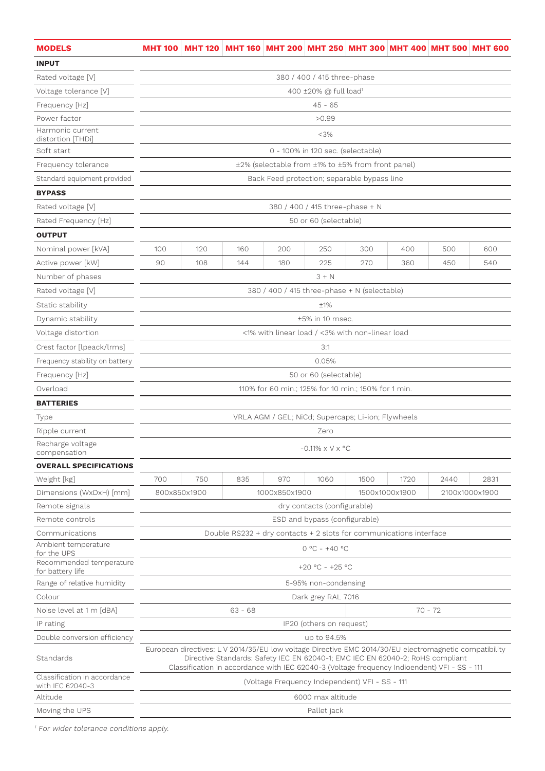| MODELS | MHT 100 | MHT 120 | MHT 160 | MHT 200 | MHT 250 | MHT 300 | MHT 400 | MHT 500 | MHT 600 |
|---|---|---|---|---|---|---|---|---|---|
| **INPUT** | | | | | | | | | |
| Rated voltage [V] | 380 / 400 / 415 three-phase | | | | | | | | |
| Voltage tolerance [V] | 400 ±20% @ full load[1] | | | | | | | | |
| Frequency [Hz] | 45 - 65 | | | | | | | | |
| Power factor | >0.99 | | | | | | | | |
| Harmonic current distortion [THDi] | <3% | | | | | | | | |
| Soft start | 0 - 100% in 120 sec. (selectable) | | | | | | | | |
| Frequency tolerance | ±2% (selectable from ±1% to ±5% from front panel) | | | | | | | | |
| Standard equipment provided | Back Feed protection; separable bypass line | | | | | | | | |
| **BYPASS** | | | | | | | | | |
| Rated voltage [V] | 380 / 400 / 415 three-phase + N | | | | | | | | |
| Rated Frequency [Hz] | 50 or 60 (selectable) | | | | | | | | |
| **OUTPUT** | | | | | | | | | |
| Nominal power [kVA] | 100 | 120 | 160 | 200 | 250 | 300 | 400 | 500 | 600 |
| Active power [kW] | 90 | 108 | 144 | 180 | 225 | 270 | 360 | 450 | 540 |
| Number of phases | 3 + N | | | | | | | | |
| Rated voltage [V] | 380 / 400 / 415 three-phase + N (selectable) | | | | | | | | |
| Static stability | ±1% | | | | | | | | |
| Dynamic stability | ±5% in 10 msec. | | | | | | | | |
| Voltage distortion | <1% with linear load / <3% with non-linear load | | | | | | | | |
| Crest factor [Ipeack/Irms] | 3:1 | | | | | | | | |
| Frequency stability on battery | 0.05% | | | | | | | | |
| Frequency [Hz] | 50 or 60 (selectable) | | | | | | | | |
| Overload | 110% for 60 min.; 125% for 10 min.; 150% for 1 min. | | | | | | | | |
| **BATTERIES** | | | | | | | | | |
| Type | VRLA AGM / GEL; NiCd; Supercaps; Li-ion; Flywheels | | | | | | | | |
| Ripple current | Zero | | | | | | | | |
| Recharge voltage compensation | -0.11% x V x °C | | | | | | | | |
| **OVERALL SPECIFICATIONS** | | | | | | | | | |
| Weight [kg] | 700 | 750 | 835 | 970 | 1060 | 1500 | 1720 | 2440 | 2831 |
| Dimensions (WxDxH) [mm] | 800x850x1900 | | 1000x850x1900 | | | 1500x1000x1900 | | 2100x1000x1900 | |
| Remote signals | dry contacts (configurable) | | | | | | | | |
| Remote controls | ESD and bypass (configurable) | | | | | | | | |
| Communications | Double RS232 + dry contacts + 2 slots for communications interface | | | | | | | | |
| Ambient temperature for the UPS | 0 °C - +40 °C | | | | | | | | |
| Recommended temperature for battery life | +20 °C - +25 °C | | | | | | | | |
| Range of relative humidity | 5-95% non-condensing | | | | | | | | |
| Colour | Dark grey RAL 7016 | | | | | | | | |
| Noise level at 1 m [dBA] | 63 - 68 | | | | | 70 - 72 | | | |
| IP rating | IP20 (others on request) | | | | | | | | |
| Double conversion efficiency | up to 94.5% | | | | | | | | |
| Standards | European directives: L V 2014/35/EU low voltage Directive EMC 2014/30/EU electromagnetic compatibility Directive Standards: Safety IEC EN 62040-1; EMC IEC EN 62040-2; RoHS compliant Classification in accordance with IEC 62040-3 (Voltage frequency Indioendent) VFI - SS - 111 | | | | | | | | |
| Classification in accordance with IEC 62040-3 | (Voltage Frequency Independent) VFI - SS - 111 | | | | | | | | |
| Altitude | 6000 max altitude | | | | | | | | |
| Moving the UPS | Pallet jack | | | | | | | | |

[1] *For wider tolerance conditions apply.*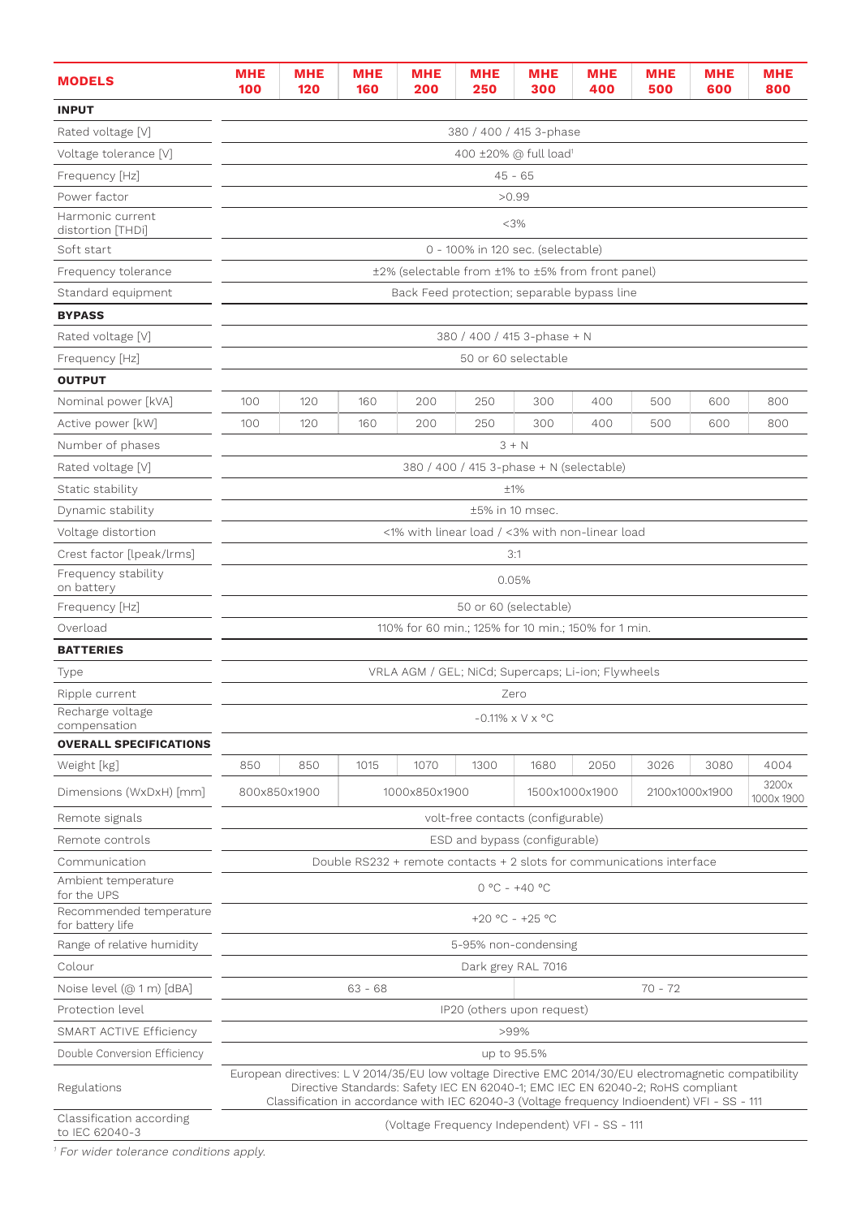| MODELS | MHE 100 | MHE 120 | MHE 160 | MHE 200 | MHE 250 | MHE 300 | MHE 400 | MHE 500 | MHE 600 | MHE 800 |
|---|---|---|---|---|---|---|---|---|---|---|
| **INPUT** | | | | | | | | | | |
| Rated voltage [V] | 380 / 400 / 415 3-phase | | | | | | | | | |
| Voltage tolerance [V] | 400 ±20% @ full load[1] | | | | | | | | | |
| Frequency [Hz] | 45 - 65 | | | | | | | | | |
| Power factor | >0.99 | | | | | | | | | |
| Harmonic current distortion [THDi] | <3% | | | | | | | | | |
| Soft start | 0 - 100% in 120 sec. (selectable) | | | | | | | | | |
| Frequency tolerance | ±2% (selectable from ±1% to ±5% from front panel) | | | | | | | | | |
| Standard equipment | Back Feed protection; separable bypass line | | | | | | | | | |
| **BYPASS** | | | | | | | | | | |
| Rated voltage [V] | 380 / 400 / 415 3-phase + N | | | | | | | | | |
| Frequency [Hz] | 50 or 60 selectable | | | | | | | | | |
| **OUTPUT** | | | | | | | | | | |
| Nominal power [kVA] | 100 | 120 | 160 | 200 | 250 | 300 | 400 | 500 | 600 | 800 |
| Active power [kW] | 100 | 120 | 160 | 200 | 250 | 300 | 400 | 500 | 600 | 800 |
| Number of phases | 3 + N | | | | | | | | | |
| Rated voltage [V] | 380 / 400 / 415 3-phase + N (selectable) | | | | | | | | | |
| Static stability | ±1% | | | | | | | | | |
| Dynamic stability | ±5% in 10 msec. | | | | | | | | | |
| Voltage distortion | <1% with linear load / <3% with non-linear load | | | | | | | | | |
| Crest factor [Ipeak/Irms] | 3:1 | | | | | | | | | |
| Frequency stability on battery | 0.05% | | | | | | | | | |
| Frequency [Hz] | 50 or 60 (selectable) | | | | | | | | | |
| Overload | 110% for 60 min.; 125% for 10 min.; 150% for 1 min. | | | | | | | | | |
| **BATTERIES** | | | | | | | | | | |
| Type | VRLA AGM / GEL; NiCd; Supercaps; Li-ion; Flywheels | | | | | | | | | |
| Ripple current | Zero | | | | | | | | | |
| Recharge voltage compensation | -0.11% x V x °C | | | | | | | | | |
| **OVERALL SPECIFICATIONS** | | | | | | | | | | |
| Weight [kg] | 850 | 850 | 1015 | 1070 | 1300 | 1680 | 2050 | 3026 | 3080 | 4004 |
| Dimensions (WxDxH) [mm] | 800x850x1900 | | 1000x850x1900 | | | 1500x1000x1900 | | 2100x1000x1900 | | 3200x 1000x 1900 |
| Remote signals | volt-free contacts (configurable) | | | | | | | | | |
| Remote controls | ESD and bypass (configurable) | | | | | | | | | |
| Communication | Double RS232 + remote contacts + 2 slots for communications interface | | | | | | | | | |
| Ambient temperature for the UPS | 0 °C - +40 °C | | | | | | | | | |
| Recommended temperature for battery life | +20 °C - +25 °C | | | | | | | | | |
| Range of relative humidity | 5-95% non-condensing | | | | | | | | | |
| Colour | Dark grey RAL 7016 | | | | | | | | | |
| Noise level (@ 1 m) [dBA] | 63 - 68 | | | | | 70 - 72 | | | | |
| Protection level | IP20 (others upon request) | | | | | | | | | |
| SMART ACTIVE Efficiency | >99% | | | | | | | | | |
| Double Conversion Efficiency | up to 95.5% | | | | | | | | | |
| Regulations | European directives: L V 2014/35/EU low voltage Directive EMC 2014/30/EU electromagnetic compatibility Directive Standards: Safety IEC EN 62040-1; EMC IEC EN 62040-2; RoHS compliant Classification in accordance with IEC 62040-3 (Voltage frequency Indioendent) VFI - SS - 111 | | | | | | | | | |
| Classification according to IEC 62040-3 | (Voltage Frequency Independent) VFI - SS - 111 | | | | | | | | | |

[1] *For wider tolerance conditions apply.*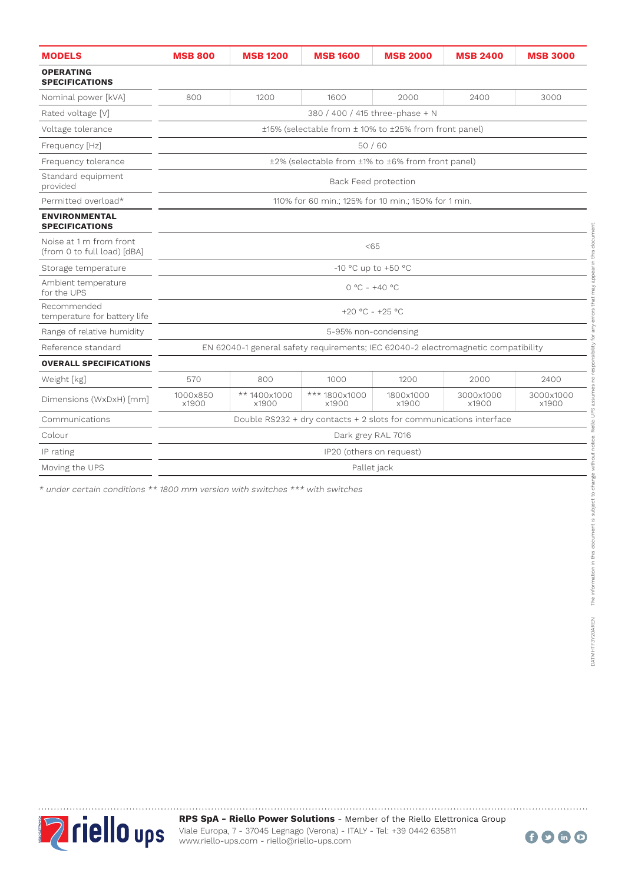| MODELS | MSB 800 | MSB 1200 | MSB 1600 | MSB 2000 | MSB 2400 | MSB 3000 |
|---|---|---|---|---|---|---|
| **OPERATING SPECIFICATIONS** | | | | | | |
| Nominal power [kVA] | 800 | 1200 | 1600 | 2000 | 2400 | 3000 |
| Rated voltage [V] | 380 / 400 / 415 three-phase + N | | | | | |
| Voltage tolerance | ±15% (selectable from ± 10% to ±25% from front panel) | | | | | |
| Frequency [Hz] | 50 / 60 | | | | | |
| Frequency tolerance | ±2% (selectable from ±1% to ±6% from front panel) | | | | | |
| Standard equipment provided | Back Feed protection | | | | | |
| Permitted overload* | 110% for 60 min.; 125% for 10 min.; 150% for 1 min. | | | | | |
| **ENVIRONMENTAL SPECIFICATIONS** | | | | | | |
| Noise at 1 m from front (from 0 to full load) [dBA] | <65 | | | | | |
| Storage temperature | -10 °C up to +50 °C | | | | | |
| Ambient temperature for the UPS | 0 °C - +40 °C | | | | | |
| Recommended temperature for battery life | +20 °C - +25 °C | | | | | |
| Range of relative humidity | 5-95% non-condensing | | | | | |
| Reference standard | EN 62040-1 general safety requirements; IEC 62040-2 electromagnetic compatibility | | | | | |
| **OVERALL SPECIFICATIONS** | | | | | | |
| Weight [kg] | 570 | 800 | 1000 | 1200 | 2000 | 2400 |
| Dimensions (WxDxH) [mm] | 1000x850 x1900 | ** 1400x1000 x1900 | *** 1800x1000 x1900 | 1800x1000 x1900 | 3000x1000 x1900 | 3000x1000 x1900 |
| Communications | Double RS232 + dry contacts + 2 slots for communications interface | | | | | |
| Colour | Dark grey RAL 7016 | | | | | |
| IP rating | IP20 (others on request) | | | | | |
| Moving the UPS | Pallet jack | | | | | |

*\* under certain conditions \*\* 1800 mm version with switches \*\*\* with switches*

**RPS SpA - Riello Power Solutions** - Member of the Riello Elettronica Group
Viale Europa, 7 - 37045 Legnago (Verona) - ITALY - Tel: +39 0442 635811
www.riello-ups.com - riello@riello-ups.com

DATMHTF3Y20AREN The information in this document is subject to change without notice. Riello UPS assumes no responsibility for any errors that may appear in this document.